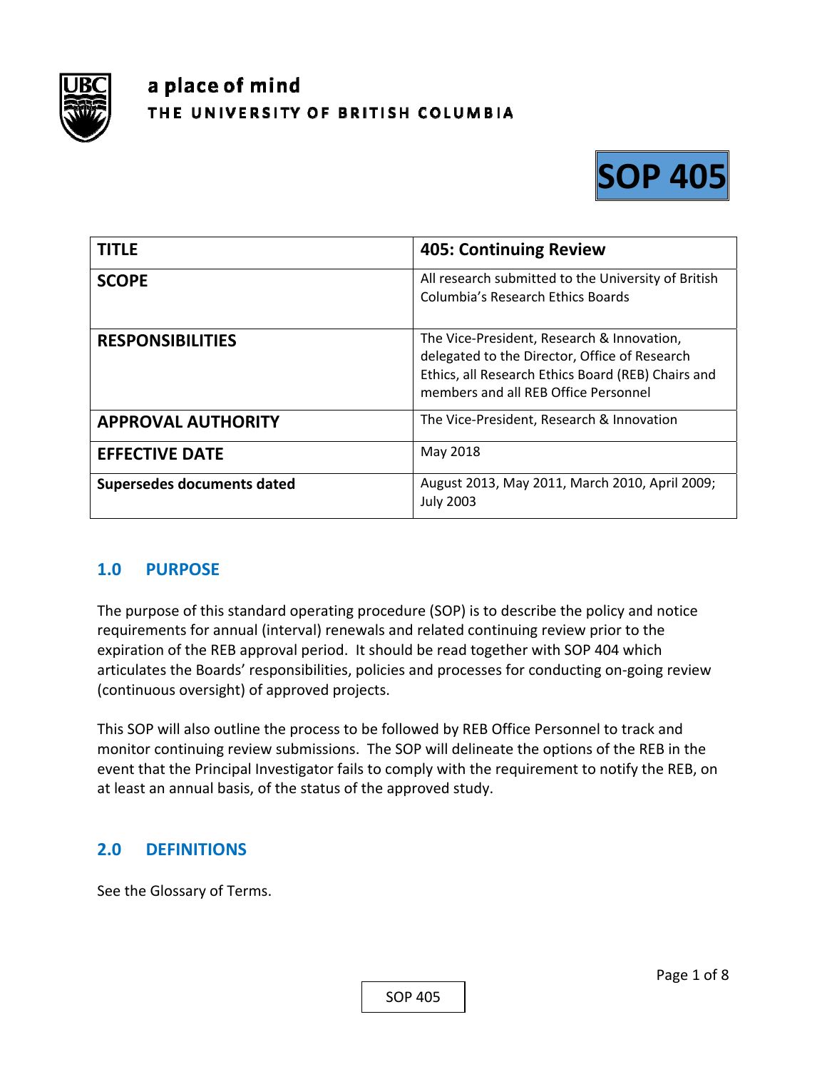a place of mind
THE UNIVERSITY OF BRITISH COLUMBIA

# SOP 405

| TITLE | 405: Continuing Review |
|---|---|
| SCOPE | All research submitted to the University of British Columbia's Research Ethics Boards |
| RESPONSIBILITIES | The Vice-President, Research & Innovation, delegated to the Director, Office of Research Ethics, all Research Ethics Board (REB) Chairs and members and all REB Office Personnel |
| APPROVAL AUTHORITY | The Vice-President, Research & Innovation |
| EFFECTIVE DATE | May 2018 |
| Supersedes documents dated | August 2013, May 2011, March 2010, April 2009; July 2003 |

## 1.0 PURPOSE

The purpose of this standard operating procedure (SOP) is to describe the policy and notice requirements for annual (interval) renewals and related continuing review prior to the expiration of the REB approval period. It should be read together with SOP 404 which articulates the Boards' responsibilities, policies and processes for conducting on-going review (continuous oversight) of approved projects.

This SOP will also outline the process to be followed by REB Office Personnel to track and monitor continuing review submissions. The SOP will delineate the options of the REB in the event that the Principal Investigator fails to comply with the requirement to notify the REB, on at least an annual basis, of the status of the approved study.

## 2.0 DEFINITIONS

See the Glossary of Terms.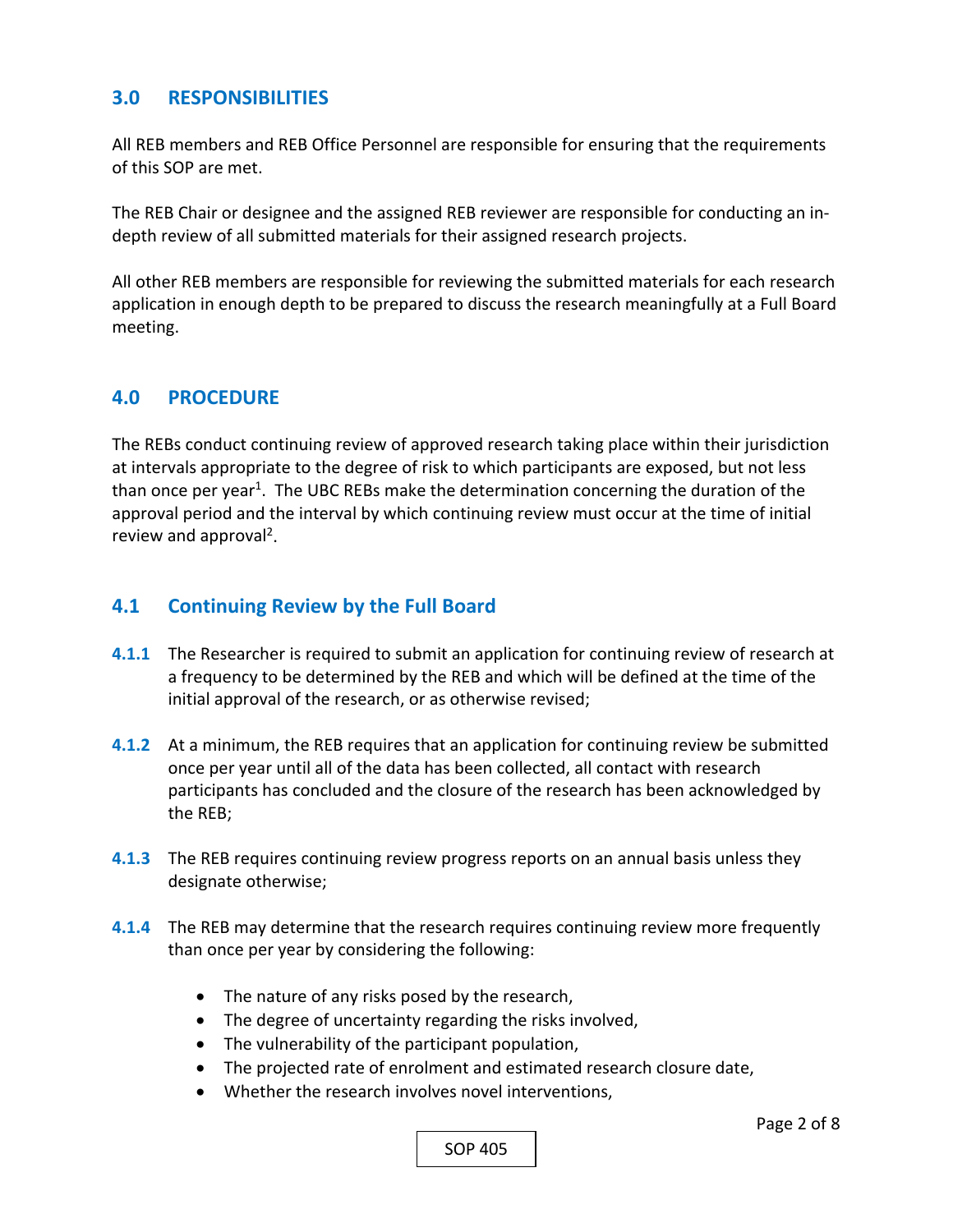## 3.0 RESPONSIBILITIES

All REB members and REB Office Personnel are responsible for ensuring that the requirements of this SOP are met.

The REB Chair or designee and the assigned REB reviewer are responsible for conducting an in-depth review of all submitted materials for their assigned research projects.

All other REB members are responsible for reviewing the submitted materials for each research application in enough depth to be prepared to discuss the research meaningfully at a Full Board meeting.

## 4.0 PROCEDURE

The REBs conduct continuing review of approved research taking place within their jurisdiction at intervals appropriate to the degree of risk to which participants are exposed, but not less than once per year[1]. The UBC REBs make the determination concerning the duration of the approval period and the interval by which continuing review must occur at the time of initial review and approval[2].

### 4.1 Continuing Review by the Full Board

**4.1.1** The Researcher is required to submit an application for continuing review of research at a frequency to be determined by the REB and which will be defined at the time of the initial approval of the research, or as otherwise revised;

**4.1.2** At a minimum, the REB requires that an application for continuing review be submitted once per year until all of the data has been collected, all contact with research participants has concluded and the closure of the research has been acknowledged by the REB;

**4.1.3** The REB requires continuing review progress reports on an annual basis unless they designate otherwise;

**4.1.4** The REB may determine that the research requires continuing review more frequently than once per year by considering the following:

- The nature of any risks posed by the research,
- The degree of uncertainty regarding the risks involved,
- The vulnerability of the participant population,
- The projected rate of enrolment and estimated research closure date,
- Whether the research involves novel interventions,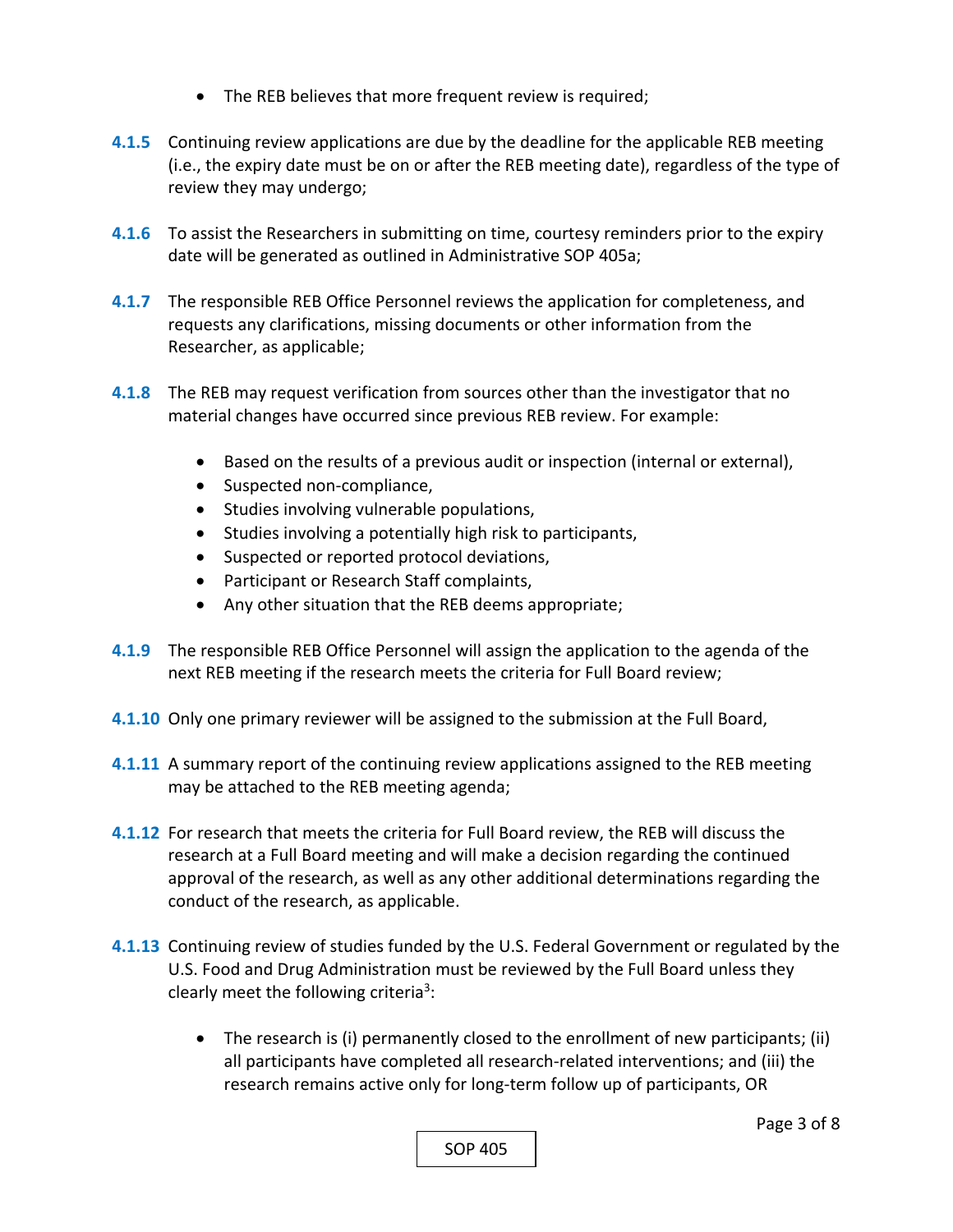- The REB believes that more frequent review is required;

**4.1.5** Continuing review applications are due by the deadline for the applicable REB meeting (i.e., the expiry date must be on or after the REB meeting date), regardless of the type of review they may undergo;

**4.1.6** To assist the Researchers in submitting on time, courtesy reminders prior to the expiry date will be generated as outlined in Administrative SOP 405a;

**4.1.7** The responsible REB Office Personnel reviews the application for completeness, and requests any clarifications, missing documents or other information from the Researcher, as applicable;

**4.1.8** The REB may request verification from sources other than the investigator that no material changes have occurred since previous REB review. For example:

- Based on the results of a previous audit or inspection (internal or external),
- Suspected non-compliance,
- Studies involving vulnerable populations,
- Studies involving a potentially high risk to participants,
- Suspected or reported protocol deviations,
- Participant or Research Staff complaints,
- Any other situation that the REB deems appropriate;

**4.1.9** The responsible REB Office Personnel will assign the application to the agenda of the next REB meeting if the research meets the criteria for Full Board review;

**4.1.10** Only one primary reviewer will be assigned to the submission at the Full Board,

**4.1.11** A summary report of the continuing review applications assigned to the REB meeting may be attached to the REB meeting agenda;

**4.1.12** For research that meets the criteria for Full Board review, the REB will discuss the research at a Full Board meeting and will make a decision regarding the continued approval of the research, as well as any other additional determinations regarding the conduct of the research, as applicable.

**4.1.13** Continuing review of studies funded by the U.S. Federal Government or regulated by the U.S. Food and Drug Administration must be reviewed by the Full Board unless they clearly meet the following criteria[3]:

- The research is (i) permanently closed to the enrollment of new participants; (ii) all participants have completed all research-related interventions; and (iii) the research remains active only for long-term follow up of participants, OR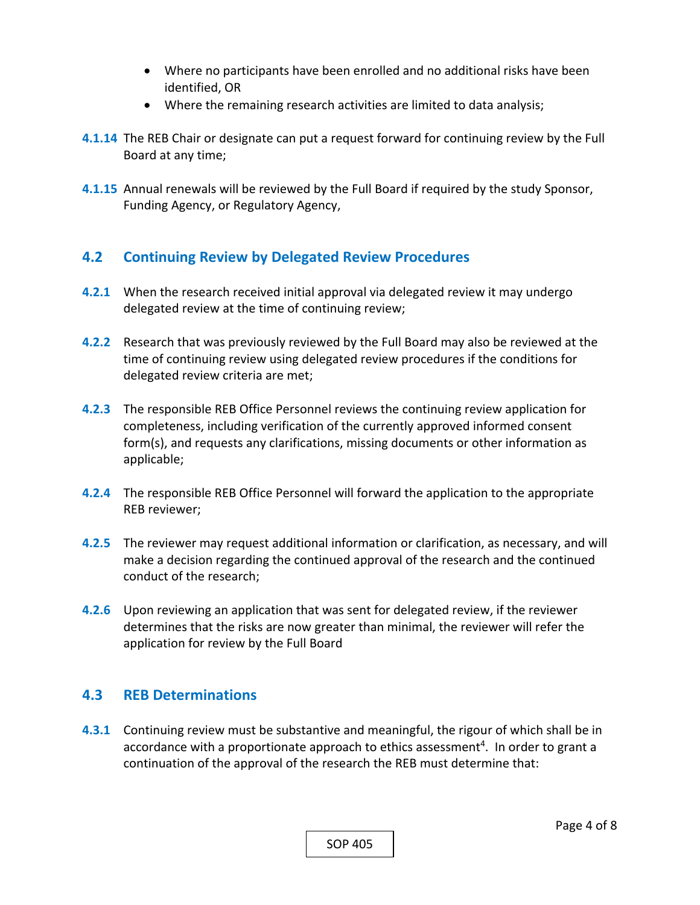- Where no participants have been enrolled and no additional risks have been identified, OR
- Where the remaining research activities are limited to data analysis;

**4.1.14** The REB Chair or designate can put a request forward for continuing review by the Full Board at any time;

**4.1.15** Annual renewals will be reviewed by the Full Board if required by the study Sponsor, Funding Agency, or Regulatory Agency,

## 4.2 Continuing Review by Delegated Review Procedures

**4.2.1** When the research received initial approval via delegated review it may undergo delegated review at the time of continuing review;

**4.2.2** Research that was previously reviewed by the Full Board may also be reviewed at the time of continuing review using delegated review procedures if the conditions for delegated review criteria are met;

**4.2.3** The responsible REB Office Personnel reviews the continuing review application for completeness, including verification of the currently approved informed consent form(s), and requests any clarifications, missing documents or other information as applicable;

**4.2.4** The responsible REB Office Personnel will forward the application to the appropriate REB reviewer;

**4.2.5** The reviewer may request additional information or clarification, as necessary, and will make a decision regarding the continued approval of the research and the continued conduct of the research;

**4.2.6** Upon reviewing an application that was sent for delegated review, if the reviewer determines that the risks are now greater than minimal, the reviewer will refer the application for review by the Full Board

## 4.3 REB Determinations

**4.3.1** Continuing review must be substantive and meaningful, the rigour of which shall be in accordance with a proportionate approach to ethics assessment[4]. In order to grant a continuation of the approval of the research the REB must determine that: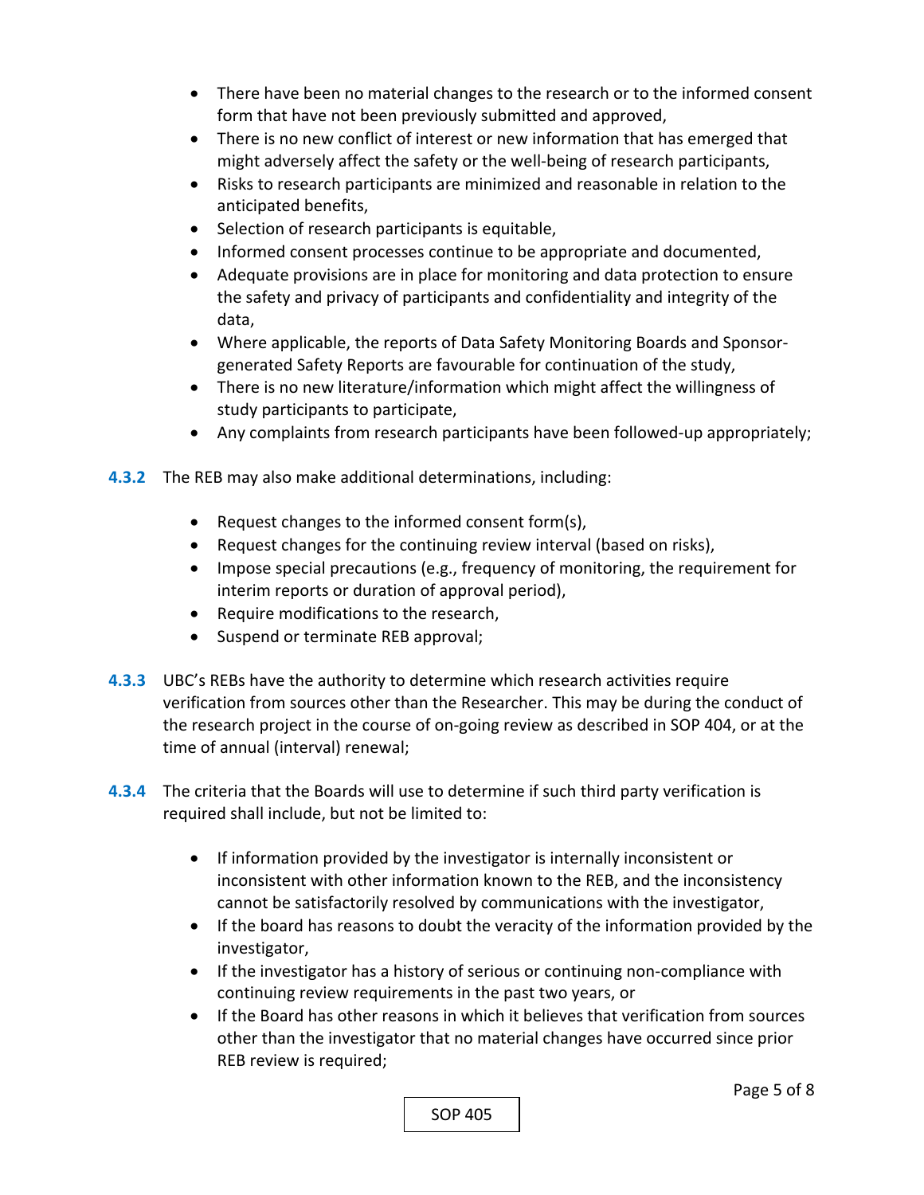- There have been no material changes to the research or to the informed consent form that have not been previously submitted and approved,
- There is no new conflict of interest or new information that has emerged that might adversely affect the safety or the well-being of research participants,
- Risks to research participants are minimized and reasonable in relation to the anticipated benefits,
- Selection of research participants is equitable,
- Informed consent processes continue to be appropriate and documented,
- Adequate provisions are in place for monitoring and data protection to ensure the safety and privacy of participants and confidentiality and integrity of the data,
- Where applicable, the reports of Data Safety Monitoring Boards and Sponsor-generated Safety Reports are favourable for continuation of the study,
- There is no new literature/information which might affect the willingness of study participants to participate,
- Any complaints from research participants have been followed-up appropriately;

**4.3.2** The REB may also make additional determinations, including:

- Request changes to the informed consent form(s),
- Request changes for the continuing review interval (based on risks),
- Impose special precautions (e.g., frequency of monitoring, the requirement for interim reports or duration of approval period),
- Require modifications to the research,
- Suspend or terminate REB approval;

**4.3.3** UBC's REBs have the authority to determine which research activities require verification from sources other than the Researcher. This may be during the conduct of the research project in the course of on-going review as described in SOP 404, or at the time of annual (interval) renewal;

**4.3.4** The criteria that the Boards will use to determine if such third party verification is required shall include, but not be limited to:

- If information provided by the investigator is internally inconsistent or inconsistent with other information known to the REB, and the inconsistency cannot be satisfactorily resolved by communications with the investigator,
- If the board has reasons to doubt the veracity of the information provided by the investigator,
- If the investigator has a history of serious or continuing non-compliance with continuing review requirements in the past two years, or
- If the Board has other reasons in which it believes that verification from sources other than the investigator that no material changes have occurred since prior REB review is required;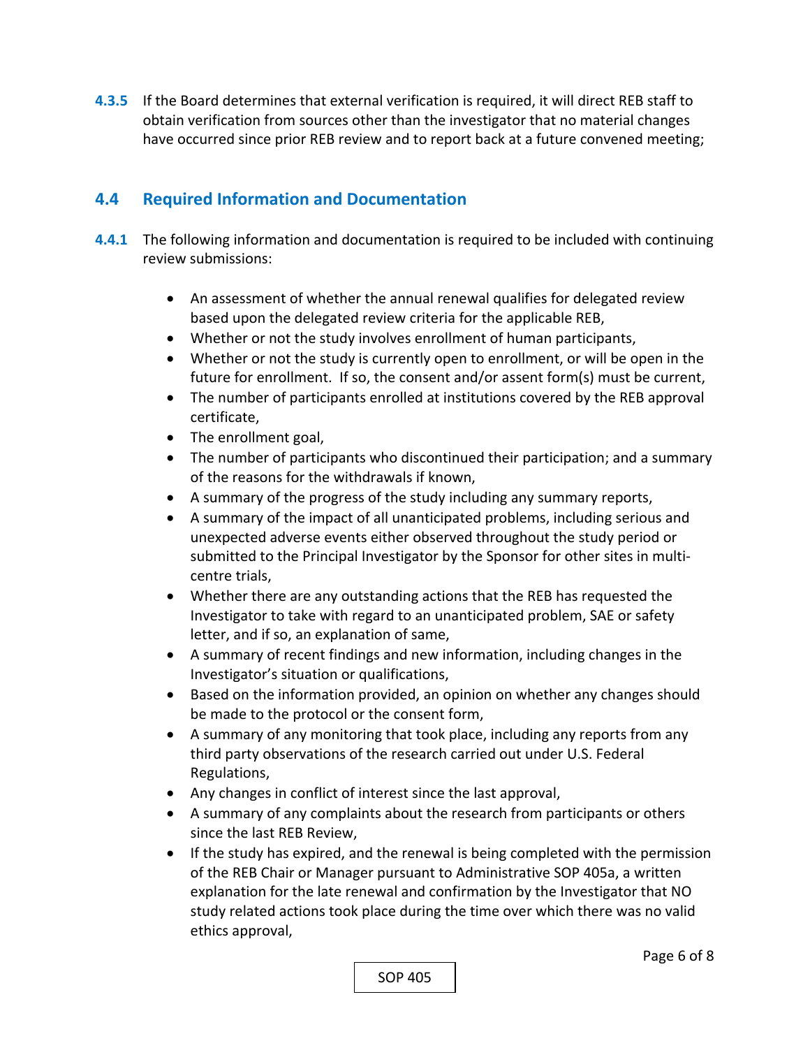**4.3.5** If the Board determines that external verification is required, it will direct REB staff to obtain verification from sources other than the investigator that no material changes have occurred since prior REB review and to report back at a future convened meeting;

## 4.4 Required Information and Documentation

**4.4.1** The following information and documentation is required to be included with continuing review submissions:

- An assessment of whether the annual renewal qualifies for delegated review based upon the delegated review criteria for the applicable REB,
- Whether or not the study involves enrollment of human participants,
- Whether or not the study is currently open to enrollment, or will be open in the future for enrollment. If so, the consent and/or assent form(s) must be current,
- The number of participants enrolled at institutions covered by the REB approval certificate,
- The enrollment goal,
- The number of participants who discontinued their participation; and a summary of the reasons for the withdrawals if known,
- A summary of the progress of the study including any summary reports,
- A summary of the impact of all unanticipated problems, including serious and unexpected adverse events either observed throughout the study period or submitted to the Principal Investigator by the Sponsor for other sites in multi-centre trials,
- Whether there are any outstanding actions that the REB has requested the Investigator to take with regard to an unanticipated problem, SAE or safety letter, and if so, an explanation of same,
- A summary of recent findings and new information, including changes in the Investigator's situation or qualifications,
- Based on the information provided, an opinion on whether any changes should be made to the protocol or the consent form,
- A summary of any monitoring that took place, including any reports from any third party observations of the research carried out under U.S. Federal Regulations,
- Any changes in conflict of interest since the last approval,
- A summary of any complaints about the research from participants or others since the last REB Review,
- If the study has expired, and the renewal is being completed with the permission of the REB Chair or Manager pursuant to Administrative SOP 405a, a written explanation for the late renewal and confirmation by the Investigator that NO study related actions took place during the time over which there was no valid ethics approval,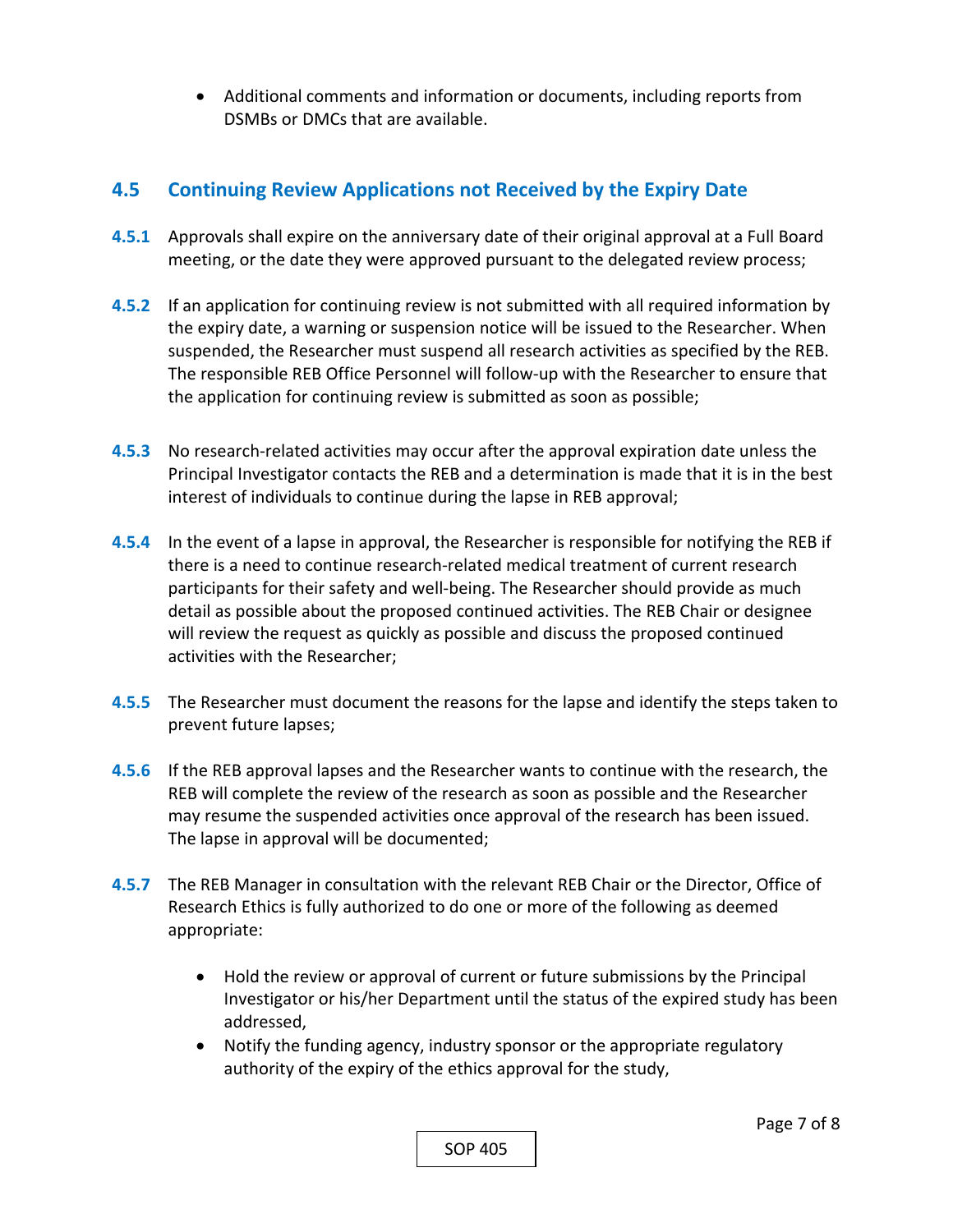- Additional comments and information or documents, including reports from DSMBs or DMCs that are available.

## 4.5 Continuing Review Applications not Received by the Expiry Date

**4.5.1** Approvals shall expire on the anniversary date of their original approval at a Full Board meeting, or the date they were approved pursuant to the delegated review process;

**4.5.2** If an application for continuing review is not submitted with all required information by the expiry date, a warning or suspension notice will be issued to the Researcher. When suspended, the Researcher must suspend all research activities as specified by the REB. The responsible REB Office Personnel will follow-up with the Researcher to ensure that the application for continuing review is submitted as soon as possible;

**4.5.3** No research-related activities may occur after the approval expiration date unless the Principal Investigator contacts the REB and a determination is made that it is in the best interest of individuals to continue during the lapse in REB approval;

**4.5.4** In the event of a lapse in approval, the Researcher is responsible for notifying the REB if there is a need to continue research-related medical treatment of current research participants for their safety and well-being. The Researcher should provide as much detail as possible about the proposed continued activities. The REB Chair or designee will review the request as quickly as possible and discuss the proposed continued activities with the Researcher;

**4.5.5** The Researcher must document the reasons for the lapse and identify the steps taken to prevent future lapses;

**4.5.6** If the REB approval lapses and the Researcher wants to continue with the research, the REB will complete the review of the research as soon as possible and the Researcher may resume the suspended activities once approval of the research has been issued. The lapse in approval will be documented;

**4.5.7** The REB Manager in consultation with the relevant REB Chair or the Director, Office of Research Ethics is fully authorized to do one or more of the following as deemed appropriate:

- Hold the review or approval of current or future submissions by the Principal Investigator or his/her Department until the status of the expired study has been addressed,
- Notify the funding agency, industry sponsor or the appropriate regulatory authority of the expiry of the ethics approval for the study,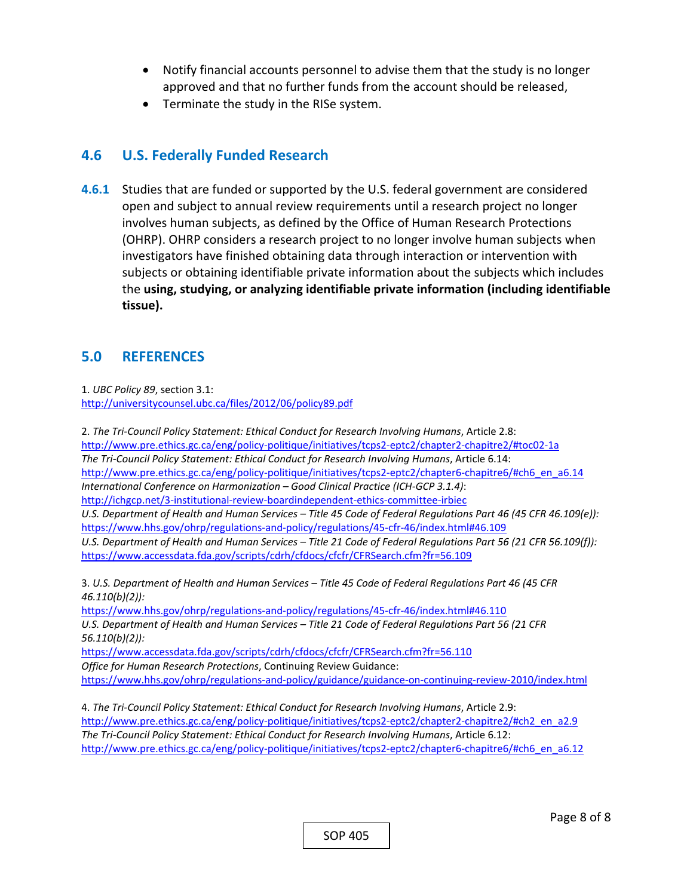- Notify financial accounts personnel to advise them that the study is no longer approved and that no further funds from the account should be released,
- Terminate the study in the RISe system.

## 4.6 U.S. Federally Funded Research

**4.6.1** Studies that are funded or supported by the U.S. federal government are considered open and subject to annual review requirements until a research project no longer involves human subjects, as defined by the Office of Human Research Protections (OHRP). OHRP considers a research project to no longer involve human subjects when investigators have finished obtaining data through interaction or intervention with subjects or obtaining identifiable private information about the subjects which includes the **using, studying, or analyzing identifiable private information (including identifiable tissue).**

## 5.0 REFERENCES

1. *UBC Policy 89*, section 3.1:
http://universitycounsel.ubc.ca/files/2012/06/policy89.pdf

2. *The Tri-Council Policy Statement: Ethical Conduct for Research Involving Humans*, Article 2.8:
http://www.pre.ethics.gc.ca/eng/policy-politique/initiatives/tcps2-eptc2/chapter2-chapitre2/#toc02-1a
*The Tri-Council Policy Statement: Ethical Conduct for Research Involving Humans*, Article 6.14:
http://www.pre.ethics.gc.ca/eng/policy-politique/initiatives/tcps2-eptc2/chapter6-chapitre6/#ch6_en_a6.14
*International Conference on Harmonization – Good Clinical Practice (ICH-GCP 3.1.4)*:
http://ichgcp.net/3-institutional-review-boardindependent-ethics-committee-irbiec
*U.S. Department of Health and Human Services – Title 45 Code of Federal Regulations Part 46 (45 CFR 46.109(e)):*
https://www.hhs.gov/ohrp/regulations-and-policy/regulations/45-cfr-46/index.html#46.109
*U.S. Department of Health and Human Services – Title 21 Code of Federal Regulations Part 56 (21 CFR 56.109(f)):*
https://www.accessdata.fda.gov/scripts/cdrh/cfdocs/cfcfr/CFRSearch.cfm?fr=56.109

3. *U.S. Department of Health and Human Services – Title 45 Code of Federal Regulations Part 46 (45 CFR 46.110(b)(2)):*
https://www.hhs.gov/ohrp/regulations-and-policy/regulations/45-cfr-46/index.html#46.110
*U.S. Department of Health and Human Services – Title 21 Code of Federal Regulations Part 56 (21 CFR 56.110(b)(2)):*
https://www.accessdata.fda.gov/scripts/cdrh/cfdocs/cfcfr/CFRSearch.cfm?fr=56.110
*Office for Human Research Protections*, Continuing Review Guidance:
https://www.hhs.gov/ohrp/regulations-and-policy/guidance/guidance-on-continuing-review-2010/index.html

4. *The Tri-Council Policy Statement: Ethical Conduct for Research Involving Humans*, Article 2.9:
http://www.pre.ethics.gc.ca/eng/policy-politique/initiatives/tcps2-eptc2/chapter2-chapitre2/#ch2_en_a2.9
*The Tri-Council Policy Statement: Ethical Conduct for Research Involving Humans*, Article 6.12:
http://www.pre.ethics.gc.ca/eng/policy-politique/initiatives/tcps2-eptc2/chapter6-chapitre6/#ch6_en_a6.12